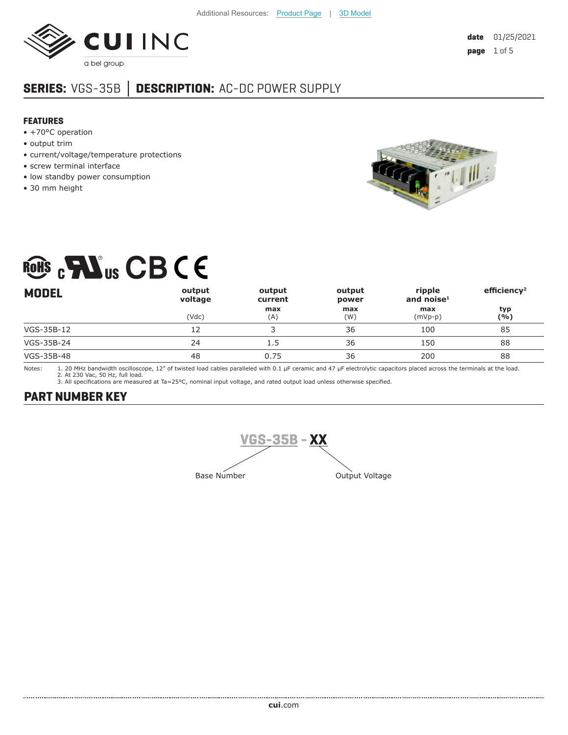Additional Resources: Product Page | 3D Model

**CUI INC**
a bel group

date 01/25/2021

## SERIES: VGS-35B │ DESCRIPTION: AC-DC POWER SUPPLY

### FEATURES

- +70°C operation
- output trim
- current/voltage/temperature protections
- screw terminal interface
- low standby power consumption
- 30 mm height

| MODEL | output voltage (Vdc) | output current max (A) | output power max (W) | ripple and noise[1] max (mVp-p) | efficiency[2] typ (%) |
|---|---|---|---|---|---|
| VGS-35B-12 | 12 | 3 | 36 | 100 | 85 |
| VGS-35B-24 | 24 | 1.5 | 36 | 150 | 88 |
| VGS-35B-48 | 48 | 0.75 | 36 | 200 | 88 |

Notes:
1. 20 MHz bandwidth oscilloscope, 12" of twisted load cables paralleled with 0.1 μF ceramic and 47 μF electrolytic capacitors placed across the terminals at the load.
2. At 230 Vac, 50 Hz, full load.
3. All specifications are measured at Ta=25°C, nominal input voltage, and rated output load unless otherwise specified.

## PART NUMBER KEY

**VGS-35B - XX**

- VGS-35B: Base Number
- XX: Output Voltage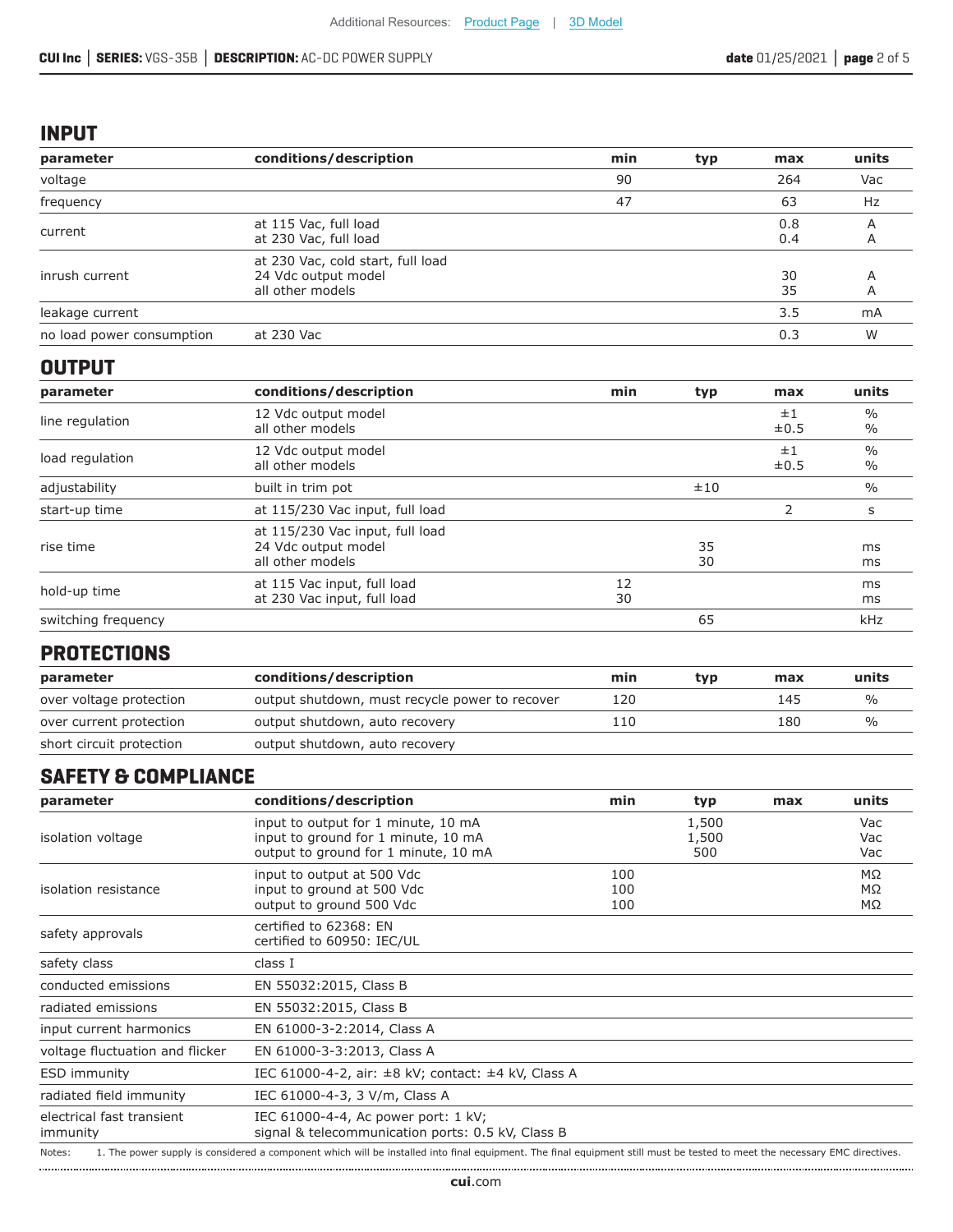## INPUT

| parameter | conditions/description | min | typ | max | units |
|---|---|---|---|---|---|
| voltage | | 90 | | 264 | Vac |
| frequency | | 47 | | 63 | Hz |
| current | at 115 Vac, full load<br>at 230 Vac, full load | | | 0.8<br>0.4 | A<br>A |
| inrush current | at 230 Vac, cold start, full load<br>24 Vdc output model<br>all other models | | | <br>30<br>35 | <br>A<br>A |
| leakage current | | | | 3.5 | mA |
| no load power consumption | at 230 Vac | | | 0.3 | W |

## OUTPUT

| parameter | conditions/description | min | typ | max | units |
|---|---|---|---|---|---|
| line regulation | 12 Vdc output model<br>all other models | | | ±1<br>±0.5 | %<br>% |
| load regulation | 12 Vdc output model<br>all other models | | | ±1<br>±0.5 | %<br>% |
| adjustability | built in trim pot | | ±10 | | % |
| start-up time | at 115/230 Vac input, full load | | | 2 | s |
| rise time | at 115/230 Vac input, full load<br>24 Vdc output model<br>all other models | | <br>35<br>30 | | <br>ms<br>ms |
| hold-up time | at 115 Vac input, full load<br>at 230 Vac input, full load | 12<br>30 | | | ms<br>ms |
| switching frequency | | | 65 | | kHz |

## PROTECTIONS

| parameter | conditions/description | min | typ | max | units |
|---|---|---|---|---|---|
| over voltage protection | output shutdown, must recycle power to recover | 120 | | 145 | % |
| over current protection | output shutdown, auto recovery | 110 | | 180 | % |
| short circuit protection | output shutdown, auto recovery | | | | |

## SAFETY & COMPLIANCE

| parameter | conditions/description | min | typ | max | units |
|---|---|---|---|---|---|
| isolation voltage | input to output for 1 minute, 10 mA<br>input to ground for 1 minute, 10 mA<br>output to ground for 1 minute, 10 mA | | 1,500<br>1,500<br>500 | | Vac<br>Vac<br>Vac |
| isolation resistance | input to output at 500 Vdc<br>input to ground at 500 Vdc<br>output to ground 500 Vdc | 100<br>100<br>100 | | | MΩ<br>MΩ<br>MΩ |
| safety approvals | certified to 62368: EN<br>certified to 60950: IEC/UL | | | | |
| safety class | class I | | | | |
| conducted emissions | EN 55032:2015, Class B | | | | |
| radiated emissions | EN 55032:2015, Class B | | | | |
| input current harmonics | EN 61000-3-2:2014, Class A | | | | |
| voltage fluctuation and flicker | EN 61000-3-3:2013, Class A | | | | |
| ESD immunity | IEC 61000-4-2, air: ±8 kV; contact: ±4 kV, Class A | | | | |
| radiated field immunity | IEC 61000-4-3, 3 V/m, Class A | | | | |
| electrical fast transient immunity | IEC 61000-4-4, Ac power port: 1 kV;<br>signal & telecommunication ports: 0.5 kV, Class B | | | | |

Notes: 1. The power supply is considered a component which will be installed into final equipment. The final equipment still must be tested to meet the necessary EMC directives.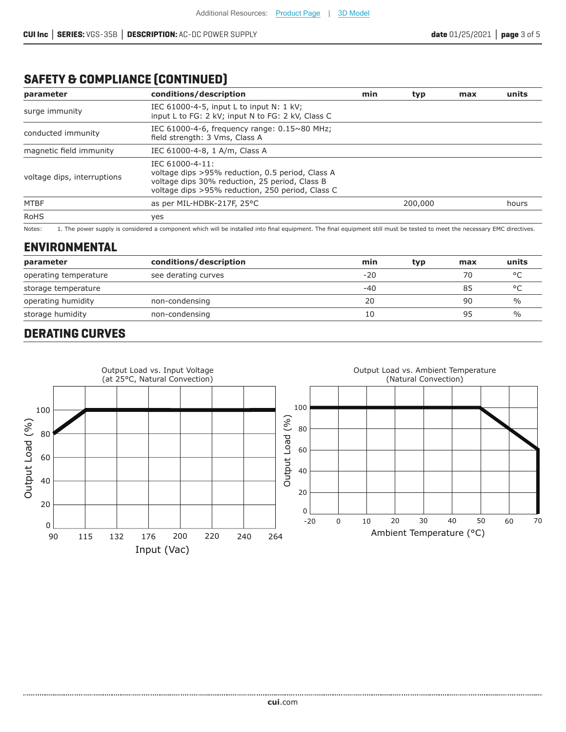## SAFETY & COMPLIANCE (CONTINUED)

| parameter | conditions/description | min | typ | max | units |
|---|---|---|---|---|---|
| surge immunity | IEC 61000-4-5, input L to input N: 1 kV; input L to FG: 2 kV; input N to FG: 2 kV, Class C | | | | |
| conducted immunity | IEC 61000-4-6, frequency range: 0.15~80 MHz; field strength: 3 Vms, Class A | | | | |
| magnetic field immunity | IEC 61000-4-8, 1 A/m, Class A | | | | |
| voltage dips, interruptions | IEC 61000-4-11: voltage dips >95% reduction, 0.5 period, Class A voltage dips 30% reduction, 25 period, Class B voltage dips >95% reduction, 250 period, Class C | | | | |
| MTBF | as per MIL-HDBK-217F, 25°C | | 200,000 | | hours |
| RoHS | yes | | | | |

Notes: 1. The power supply is considered a component which will be installed into final equipment. The final equipment still must be tested to meet the necessary EMC directives.

## ENVIRONMENTAL

| parameter | conditions/description | min | typ | max | units |
|---|---|---|---|---|---|
| operating temperature | see derating curves | -20 | | 70 | °C |
| storage temperature | | -40 | | 85 | °C |
| operating humidity | non-condensing | 20 | | 90 | % |
| storage humidity | non-condensing | 10 | | 95 | % |

## DERATING CURVES

Output Load vs. Input Voltage (at 25°C, Natural Convection)

Output Load vs. Ambient Temperature (Natural Convection)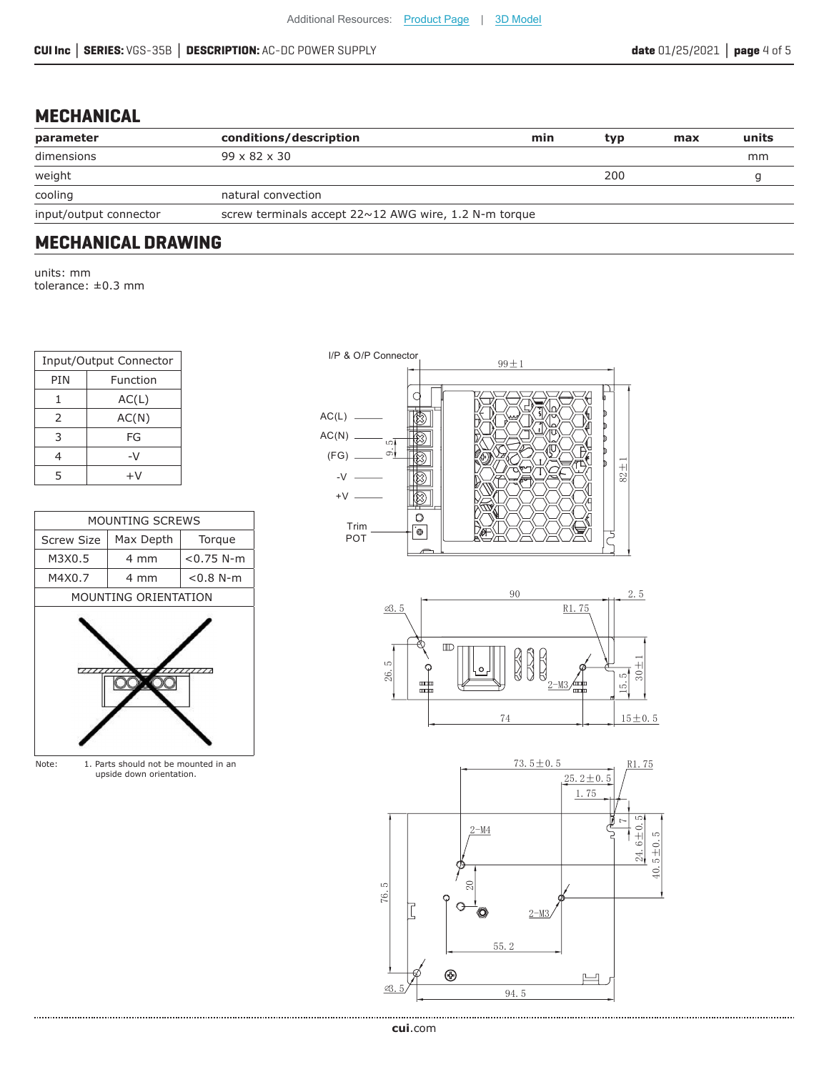## MECHANICAL

| parameter | conditions/description | min | typ | max | units |
|---|---|---|---|---|---|
| dimensions | 99 x 82 x 30 | | | | mm |
| weight | | | 200 | | g |
| cooling | natural convection | | | | |
| input/output connector | screw terminals accept 22~12 AWG wire, 1.2 N-m torque | | | | |

## MECHANICAL DRAWING

units: mm
tolerance: ±0.3 mm

| Input/Output Connector | |
|---|---|
| PIN | Function |
| 1 | AC(L) |
| 2 | AC(N) |
| 3 | FG |
| 4 | -V |
| 5 | +V |

| MOUNTING SCREWS | | |
|---|---|---|
| Screw Size | Max Depth | Torque |
| M3X0.5 | 4 mm | <0.75 N-m |
| M4X0.7 | 4 mm | <0.8 N-m |

MOUNTING ORIENTATION

Note: 1. Parts should not be mounted in an upside down orientation.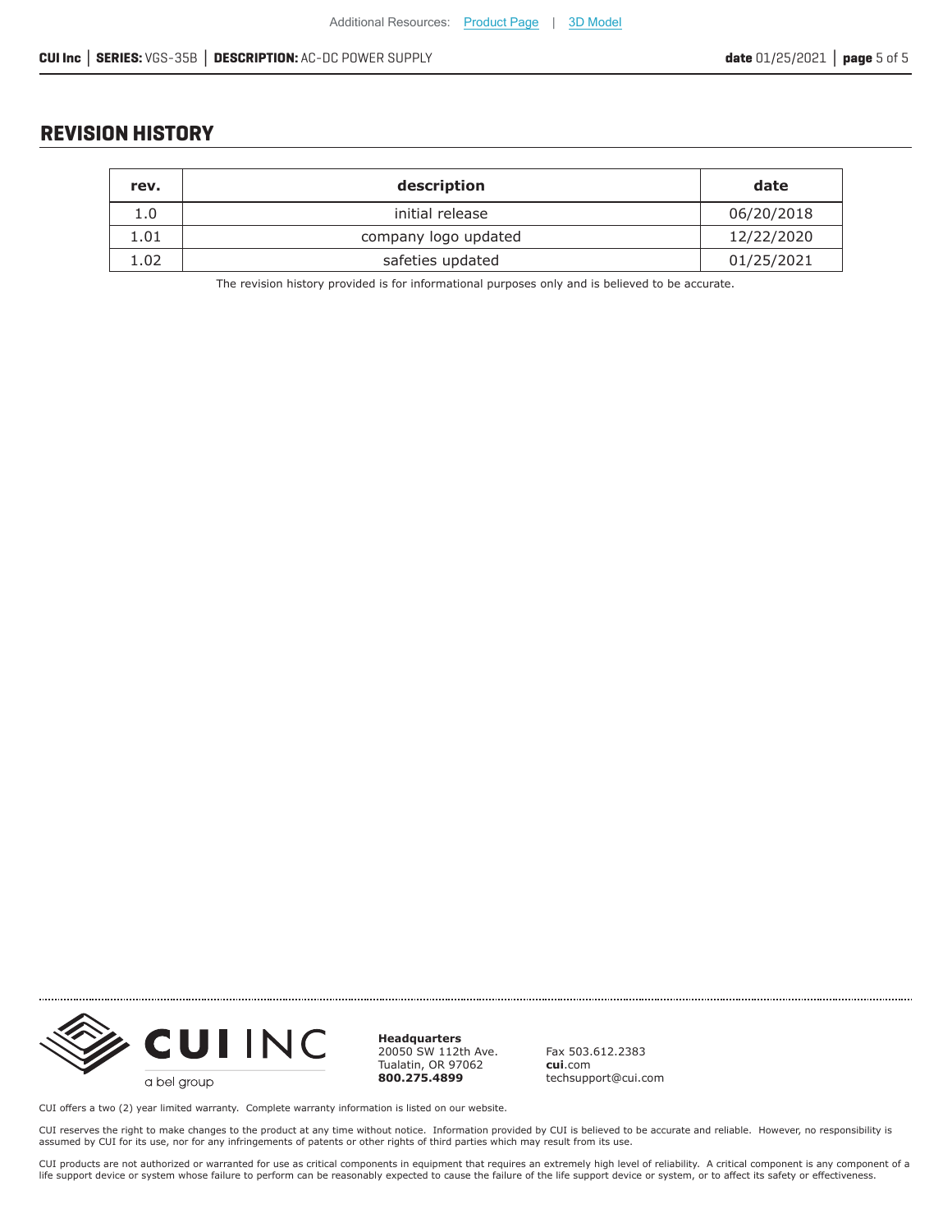## REVISION HISTORY

| rev. | description | date |
| --- | --- | --- |
| 1.0 | initial release | 06/20/2018 |
| 1.01 | company logo updated | 12/22/2020 |
| 1.02 | safeties updated | 01/25/2021 |

The revision history provided is for informational purposes only and is believed to be accurate.

CUI INC
a bel group

**Headquarters**
20050 SW 112th Ave.
Tualatin, OR 97062
**800.275.4899**

Fax 503.612.2383
**cui**.com
techsupport@cui.com

CUI offers a two (2) year limited warranty. Complete warranty information is listed on our website.

CUI reserves the right to make changes to the product at any time without notice. Information provided by CUI is believed to be accurate and reliable. However, no responsibility is assumed by CUI for its use, nor for any infringements of patents or other rights of third parties which may result from its use.

CUI products are not authorized or warranted for use as critical components in equipment that requires an extremely high level of reliability. A critical component is any component of a life support device or system whose failure to perform can be reasonably expected to cause the failure of the life support device or system, or to affect its safety or effectiveness.